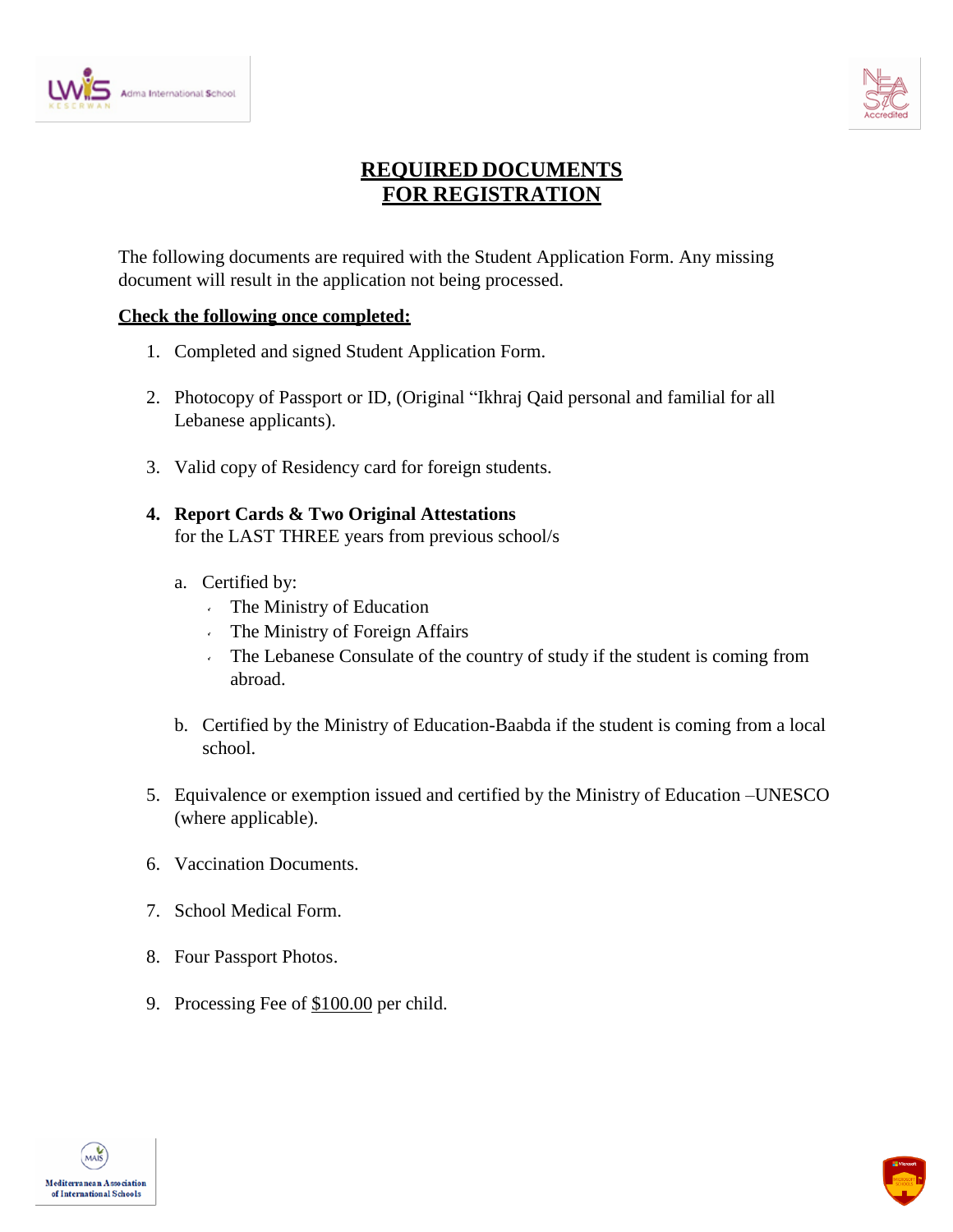# REQUIRED DOCUMENTS FOR REGISTRATION

The following documents are required with the Student Application Form. Any missing document will result in the application not being processed.

**Check the following once completed:**

1. Completed and signed Student Application Form.

2. Photocopy of Passport or ID, (Original “Ikhraj Qaid personal and familial for all Lebanese applicants).

3. Valid copy of Residency card for foreign students.

4. **Report Cards & Two Original Attestations**
   for the LAST THREE years from previous school/s

   a. Certified by:
      - The Ministry of Education
      - The Ministry of Foreign Affairs
      - The Lebanese Consulate of the country of study if the student is coming from abroad.

   b. Certified by the Ministry of Education-Baabda if the student is coming from a local school.

5. Equivalence or exemption issued and certified by the Ministry of Education –UNESCO (where applicable).

6. Vaccination Documents.

7. School Medical Form.

8. Four Passport Photos.

9. Processing Fee of $100.00 per child.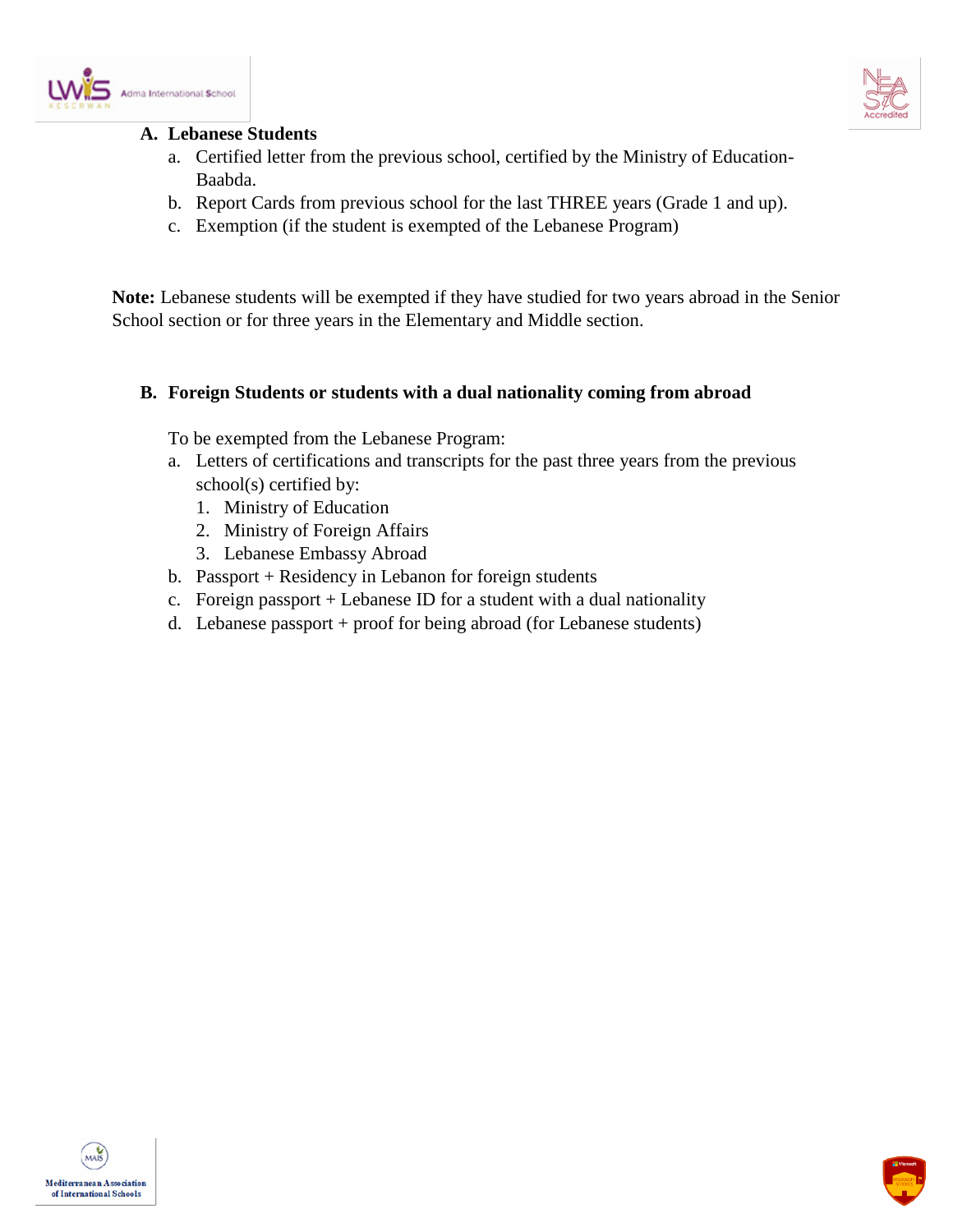## A. Lebanese Students

a. Certified letter from the previous school, certified by the Ministry of Education-Baabda.
b. Report Cards from previous school for the last THREE years (Grade 1 and up).
c. Exemption (if the student is exempted of the Lebanese Program)

**Note:** Lebanese students will be exempted if they have studied for two years abroad in the Senior School section or for three years in the Elementary and Middle section.

## B. Foreign Students or students with a dual nationality coming from abroad

To be exempted from the Lebanese Program:

a. Letters of certifications and transcripts for the past three years from the previous school(s) certified by:
   1. Ministry of Education
   2. Ministry of Foreign Affairs
   3. Lebanese Embassy Abroad
b. Passport + Residency in Lebanon for foreign students
c. Foreign passport + Lebanese ID for a student with a dual nationality
d. Lebanese passport + proof for being abroad (for Lebanese students)